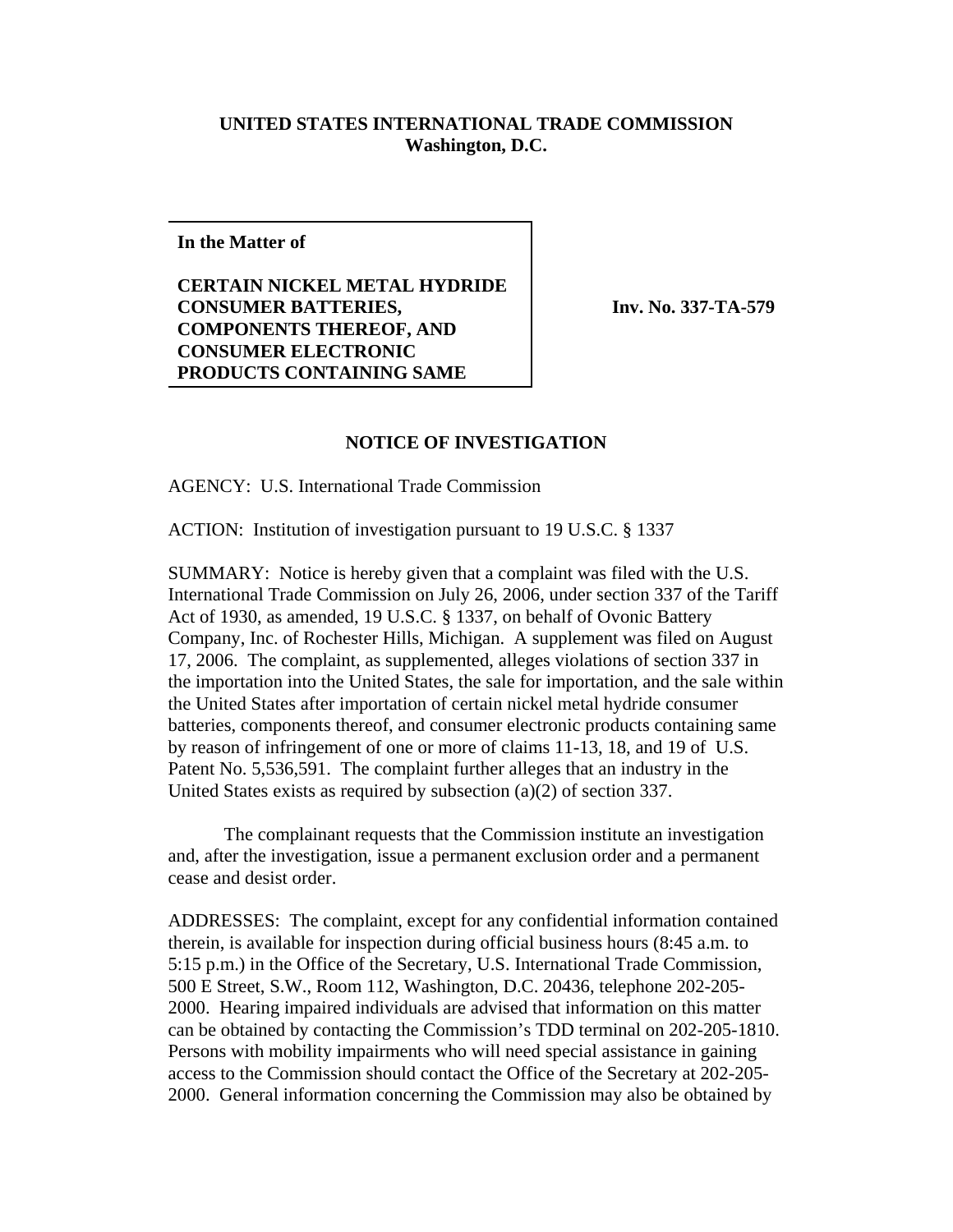**UNITED STATES INTERNATIONAL TRADE COMMISSION**
**Washington, D.C.**

**In the Matter of**

**CERTAIN NICKEL METAL HYDRIDE CONSUMER BATTERIES, COMPONENTS THEREOF, AND CONSUMER ELECTRONIC PRODUCTS CONTAINING SAME**

**Inv. No. 337-TA-579**

## NOTICE OF INVESTIGATION

AGENCY: U.S. International Trade Commission

ACTION: Institution of investigation pursuant to 19 U.S.C. § 1337

SUMMARY: Notice is hereby given that a complaint was filed with the U.S. International Trade Commission on July 26, 2006, under section 337 of the Tariff Act of 1930, as amended, 19 U.S.C. § 1337, on behalf of Ovonic Battery Company, Inc. of Rochester Hills, Michigan. A supplement was filed on August 17, 2006. The complaint, as supplemented, alleges violations of section 337 in the importation into the United States, the sale for importation, and the sale within the United States after importation of certain nickel metal hydride consumer batteries, components thereof, and consumer electronic products containing same by reason of infringement of one or more of claims 11-13, 18, and 19 of U.S. Patent No. 5,536,591. The complaint further alleges that an industry in the United States exists as required by subsection (a)(2) of section 337.

The complainant requests that the Commission institute an investigation and, after the investigation, issue a permanent exclusion order and a permanent cease and desist order.

ADDRESSES: The complaint, except for any confidential information contained therein, is available for inspection during official business hours (8:45 a.m. to 5:15 p.m.) in the Office of the Secretary, U.S. International Trade Commission, 500 E Street, S.W., Room 112, Washington, D.C. 20436, telephone 202-205-2000. Hearing impaired individuals are advised that information on this matter can be obtained by contacting the Commission's TDD terminal on 202-205-1810. Persons with mobility impairments who will need special assistance in gaining access to the Commission should contact the Office of the Secretary at 202-205-2000. General information concerning the Commission may also be obtained by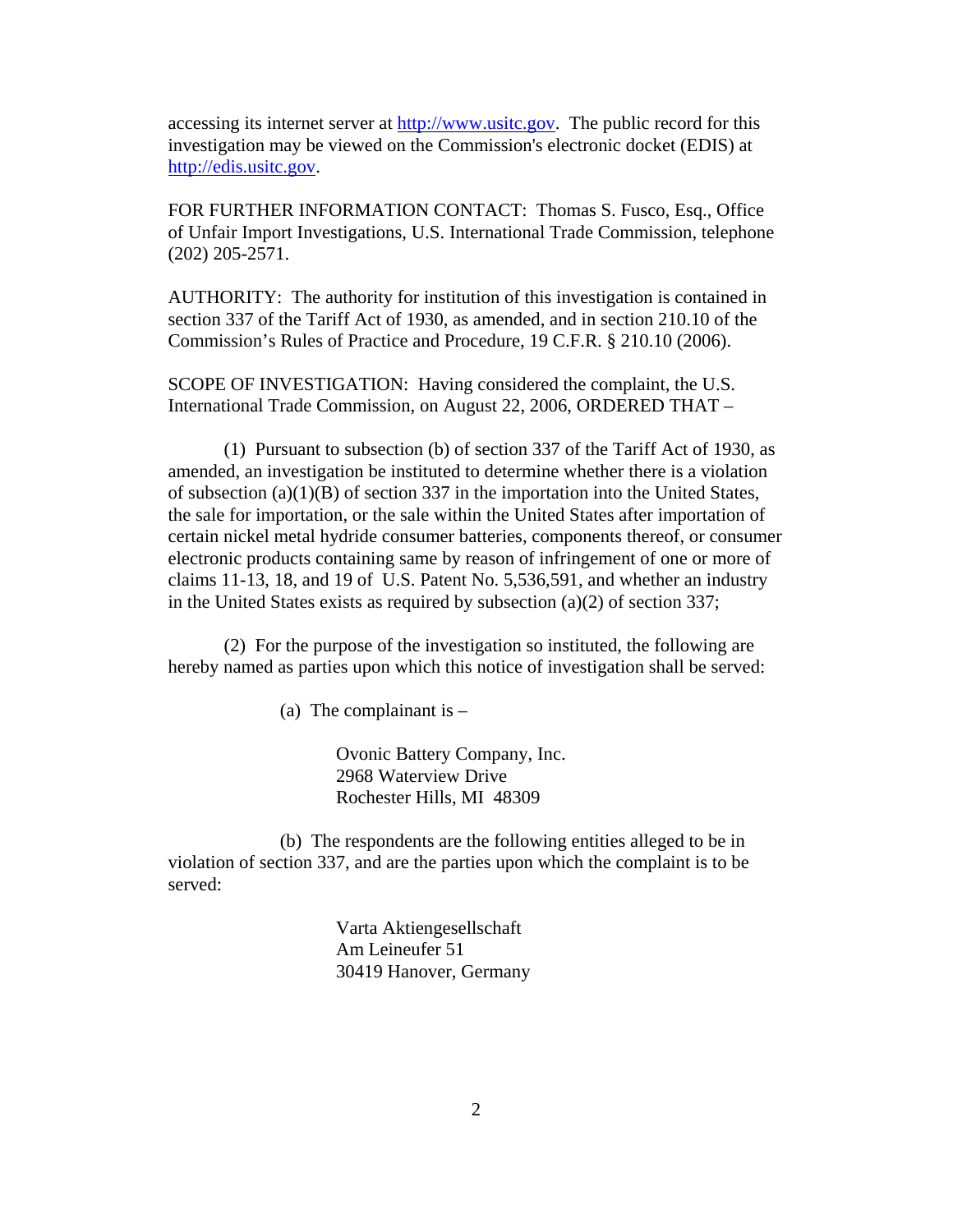accessing its internet server at http://www.usitc.gov. The public record for this investigation may be viewed on the Commission's electronic docket (EDIS) at http://edis.usitc.gov.

FOR FURTHER INFORMATION CONTACT: Thomas S. Fusco, Esq., Office of Unfair Import Investigations, U.S. International Trade Commission, telephone (202) 205-2571.

AUTHORITY: The authority for institution of this investigation is contained in section 337 of the Tariff Act of 1930, as amended, and in section 210.10 of the Commission's Rules of Practice and Procedure, 19 C.F.R. § 210.10 (2006).

SCOPE OF INVESTIGATION: Having considered the complaint, the U.S. International Trade Commission, on August 22, 2006, ORDERED THAT –

(1) Pursuant to subsection (b) of section 337 of the Tariff Act of 1930, as amended, an investigation be instituted to determine whether there is a violation of subsection (a)(1)(B) of section 337 in the importation into the United States, the sale for importation, or the sale within the United States after importation of certain nickel metal hydride consumer batteries, components thereof, or consumer electronic products containing same by reason of infringement of one or more of claims 11-13, 18, and 19 of U.S. Patent No. 5,536,591, and whether an industry in the United States exists as required by subsection (a)(2) of section 337;

(2) For the purpose of the investigation so instituted, the following are hereby named as parties upon which this notice of investigation shall be served:

(a) The complainant is –

Ovonic Battery Company, Inc.
2968 Waterview Drive
Rochester Hills, MI 48309

(b) The respondents are the following entities alleged to be in violation of section 337, and are the parties upon which the complaint is to be served:

Varta Aktiengesellschaft
Am Leineufer 51
30419 Hanover, Germany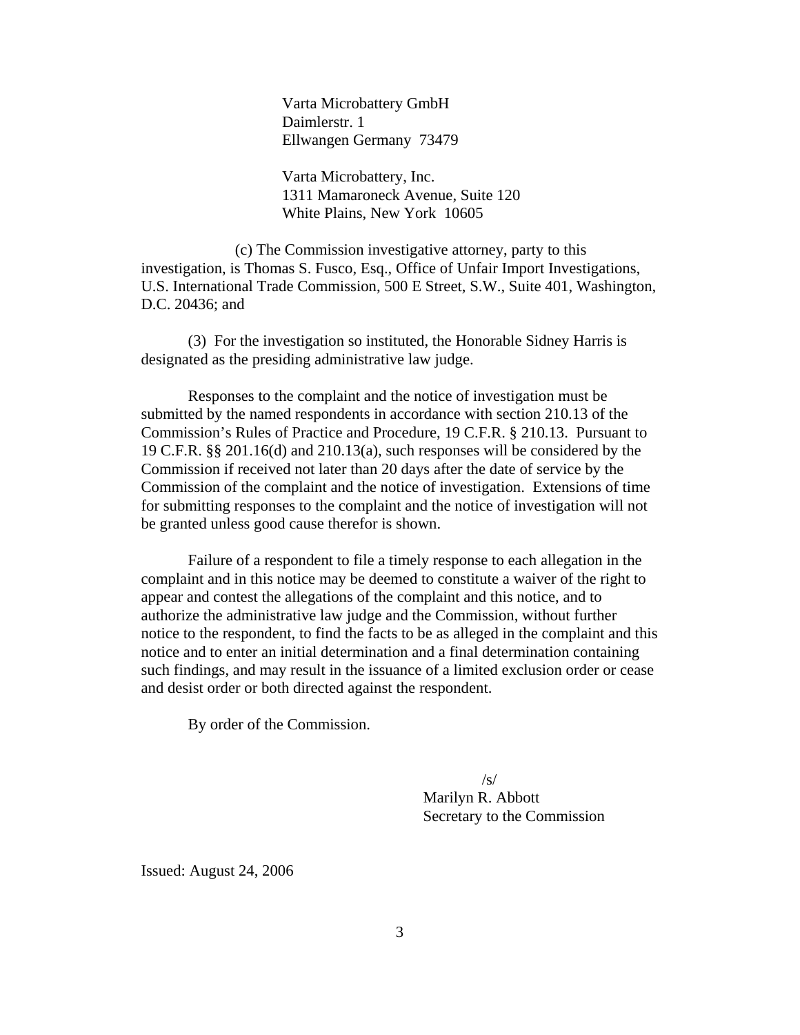Varta Microbattery GmbH
Daimlerstr. 1
Ellwangen Germany 73479

Varta Microbattery, Inc.
1311 Mamaroneck Avenue, Suite 120
White Plains, New York 10605

(c) The Commission investigative attorney, party to this investigation, is Thomas S. Fusco, Esq., Office of Unfair Import Investigations, U.S. International Trade Commission, 500 E Street, S.W., Suite 401, Washington, D.C. 20436; and

(3) For the investigation so instituted, the Honorable Sidney Harris is designated as the presiding administrative law judge.

Responses to the complaint and the notice of investigation must be submitted by the named respondents in accordance with section 210.13 of the Commission's Rules of Practice and Procedure, 19 C.F.R. § 210.13. Pursuant to 19 C.F.R. §§ 201.16(d) and 210.13(a), such responses will be considered by the Commission if received not later than 20 days after the date of service by the Commission of the complaint and the notice of investigation. Extensions of time for submitting responses to the complaint and the notice of investigation will not be granted unless good cause therefor is shown.

Failure of a respondent to file a timely response to each allegation in the complaint and in this notice may be deemed to constitute a waiver of the right to appear and contest the allegations of the complaint and this notice, and to authorize the administrative law judge and the Commission, without further notice to the respondent, to find the facts to be as alleged in the complaint and this notice and to enter an initial determination and a final determination containing such findings, and may result in the issuance of a limited exclusion order or cease and desist order or both directed against the respondent.

By order of the Commission.

/s/
Marilyn R. Abbott
Secretary to the Commission

Issued: August 24, 2006